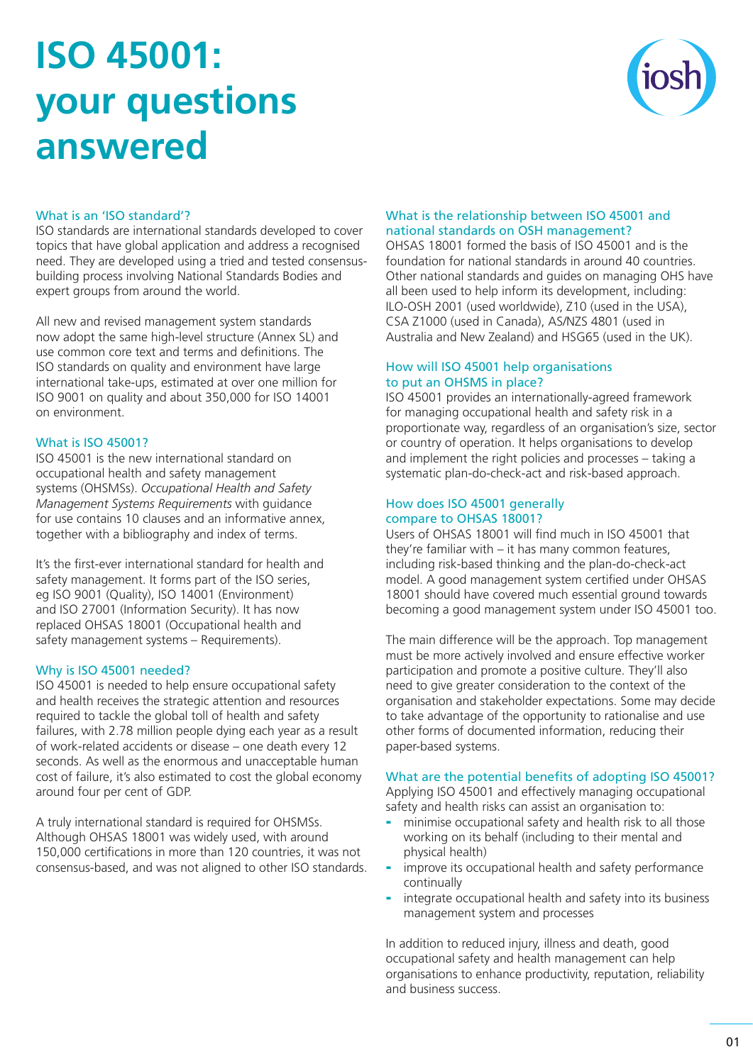# ISO 45001: your questions answered

### What is an 'ISO standard'?

ISO standards are international standards developed to cover topics that have global application and address a recognised need. They are developed using a tried and tested consensus-building process involving National Standards Bodies and expert groups from around the world.

All new and revised management system standards now adopt the same high-level structure (Annex SL) and use common core text and terms and definitions. The ISO standards on quality and environment have large international take-ups, estimated at over one million for ISO 9001 on quality and about 350,000 for ISO 14001 on environment.

### What is ISO 45001?

ISO 45001 is the new international standard on occupational health and safety management systems (OHSMSs). *Occupational Health and Safety Management Systems Requirements* with guidance for use contains 10 clauses and an informative annex, together with a bibliography and index of terms.

It's the first-ever international standard for health and safety management. It forms part of the ISO series, eg ISO 9001 (Quality), ISO 14001 (Environment) and ISO 27001 (Information Security). It has now replaced OHSAS 18001 (Occupational health and safety management systems – Requirements).

### Why is ISO 45001 needed?

ISO 45001 is needed to help ensure occupational safety and health receives the strategic attention and resources required to tackle the global toll of health and safety failures, with 2.78 million people dying each year as a result of work-related accidents or disease – one death every 12 seconds. As well as the enormous and unacceptable human cost of failure, it's also estimated to cost the global economy around four per cent of GDP.

A truly international standard is required for OHSMSs. Although OHSAS 18001 was widely used, with around 150,000 certifications in more than 120 countries, it was not consensus-based, and was not aligned to other ISO standards.

### What is the relationship between ISO 45001 and national standards on OSH management?

OHSAS 18001 formed the basis of ISO 45001 and is the foundation for national standards in around 40 countries. Other national standards and guides on managing OHS have all been used to help inform its development, including: ILO-OSH 2001 (used worldwide), Z10 (used in the USA), CSA Z1000 (used in Canada), AS/NZS 4801 (used in Australia and New Zealand) and HSG65 (used in the UK).

### How will ISO 45001 help organisations to put an OHSMS in place?

ISO 45001 provides an internationally-agreed framework for managing occupational health and safety risk in a proportionate way, regardless of an organisation's size, sector or country of operation. It helps organisations to develop and implement the right policies and processes – taking a systematic plan-do-check-act and risk-based approach.

### How does ISO 45001 generally compare to OHSAS 18001?

Users of OHSAS 18001 will find much in ISO 45001 that they're familiar with – it has many common features, including risk-based thinking and the plan-do-check-act model. A good management system certified under OHSAS 18001 should have covered much essential ground towards becoming a good management system under ISO 45001 too.

The main difference will be the approach. Top management must be more actively involved and ensure effective worker participation and promote a positive culture. They'll also need to give greater consideration to the context of the organisation and stakeholder expectations. Some may decide to take advantage of the opportunity to rationalise and use other forms of documented information, reducing their paper-based systems.

### What are the potential benefits of adopting ISO 45001?

Applying ISO 45001 and effectively managing occupational safety and health risks can assist an organisation to:

- minimise occupational safety and health risk to all those working on its behalf (including to their mental and physical health)
- improve its occupational health and safety performance continually
- integrate occupational health and safety into its business management system and processes

In addition to reduced injury, illness and death, good occupational safety and health management can help organisations to enhance productivity, reputation, reliability and business success.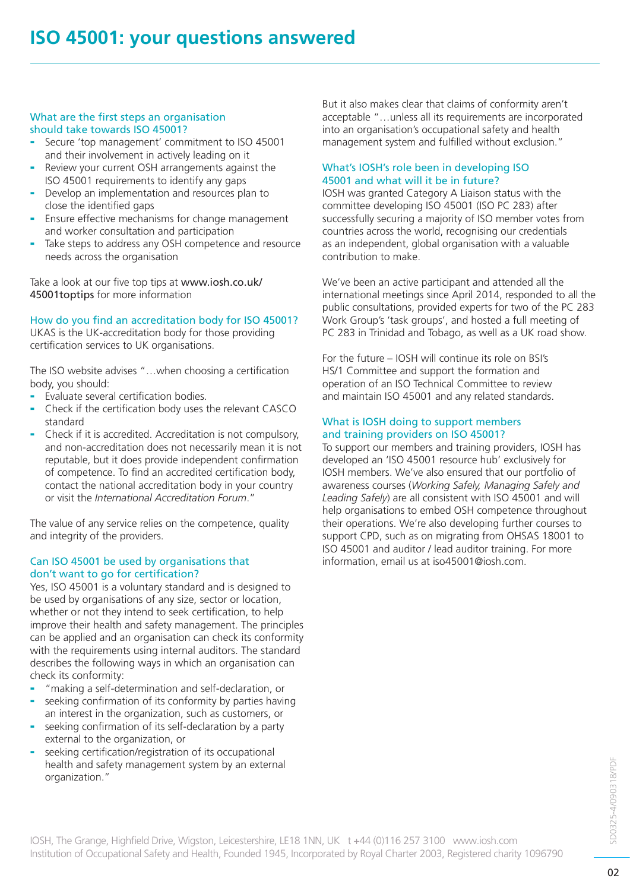# ISO 45001: your questions answered

### What are the first steps an organisation should take towards ISO 45001?

- Secure 'top management' commitment to ISO 45001 and their involvement in actively leading on it
- Review your current OSH arrangements against the ISO 45001 requirements to identify any gaps
- Develop an implementation and resources plan to close the identified gaps
- Ensure effective mechanisms for change management and worker consultation and participation
- Take steps to address any OSH competence and resource needs across the organisation

Take a look at our five top tips at **www.iosh.co.uk/45001toptips** for more information

### How do you find an accreditation body for ISO 45001?

UKAS is the UK-accreditation body for those providing certification services to UK organisations.

The ISO website advises "…when choosing a certification body, you should:

- Evaluate several certification bodies.
- Check if the certification body uses the relevant CASCO standard
- Check if it is accredited. Accreditation is not compulsory, and non-accreditation does not necessarily mean it is not reputable, but it does provide independent confirmation of competence. To find an accredited certification body, contact the national accreditation body in your country or visit the *International Accreditation Forum*."

The value of any service relies on the competence, quality and integrity of the providers.

### Can ISO 45001 be used by organisations that don't want to go for certification?

Yes, ISO 45001 is a voluntary standard and is designed to be used by organisations of any size, sector or location, whether or not they intend to seek certification, to help improve their health and safety management. The principles can be applied and an organisation can check its conformity with the requirements using internal auditors. The standard describes the following ways in which an organisation can check its conformity:

- "making a self-determination and self-declaration, or
- seeking confirmation of its conformity by parties having an interest in the organization, such as customers, or
- seeking confirmation of its self-declaration by a party external to the organization, or
- seeking certification/registration of its occupational health and safety management system by an external organization."

But it also makes clear that claims of conformity aren't acceptable "…unless all its requirements are incorporated into an organisation's occupational safety and health management system and fulfilled without exclusion."

### What's IOSH's role been in developing ISO 45001 and what will it be in future?

IOSH was granted Category A Liaison status with the committee developing ISO 45001 (ISO PC 283) after successfully securing a majority of ISO member votes from countries across the world, recognising our credentials as an independent, global organisation with a valuable contribution to make.

We've been an active participant and attended all the international meetings since April 2014, responded to all the public consultations, provided experts for two of the PC 283 Work Group's 'task groups', and hosted a full meeting of PC 283 in Trinidad and Tobago, as well as a UK road show.

For the future – IOSH will continue its role on BSI's HS/1 Committee and support the formation and operation of an ISO Technical Committee to review and maintain ISO 45001 and any related standards.

### What is IOSH doing to support members and training providers on ISO 45001?

To support our members and training providers, IOSH has developed an 'ISO 45001 resource hub' exclusively for IOSH members. We've also ensured that our portfolio of awareness courses (*Working Safely, Managing Safely and Leading Safely*) are all consistent with ISO 45001 and will help organisations to embed OSH competence throughout their operations. We're also developing further courses to support CPD, such as on migrating from OHSAS 18001 to ISO 45001 and auditor / lead auditor training. For more information, email us at iso45001@iosh.com.

IOSH, The Grange, Highfield Drive, Wigston, Leicestershire, LE18 1NN, UK t +44 (0)116 257 3100 www.iosh.com
Institution of Occupational Safety and Health, Founded 1945, Incorporated by Royal Charter 2003, Registered charity 1096790

SD0325-4/090318/PDF